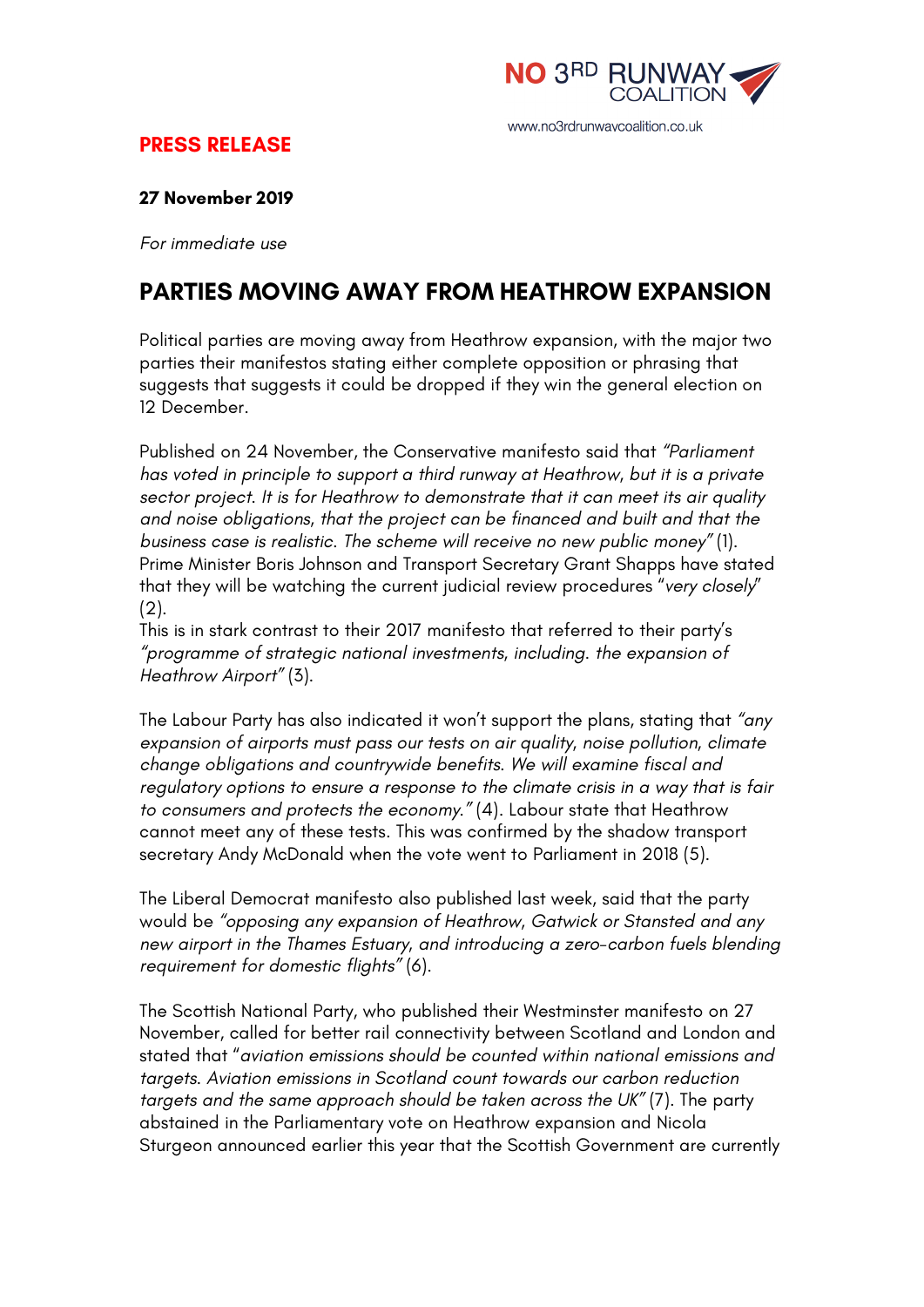NO 3RD RUNWAY COALITION

www.no3rdrunwaycoalition.co.uk

**PRESS RELEASE**

**27 November 2019**

*For immediate use*

# PARTIES MOVING AWAY FROM HEATHROW EXPANSION

Political parties are moving away from Heathrow expansion, with the major two parties their manifestos stating either complete opposition or phrasing that suggests that suggests it could be dropped if they win the general election on 12 December.

Published on 24 November, the Conservative manifesto said that *"Parliament has voted in principle to support a third runway at Heathrow, but it is a private sector project. It is for Heathrow to demonstrate that it can meet its air quality and noise obligations, that the project can be financed and built and that the business case is realistic. The scheme will receive no new public money"* (1). Prime Minister Boris Johnson and Transport Secretary Grant Shapps have stated that they will be watching the current judicial review procedures "*very closely*" (2).
This is in stark contrast to their 2017 manifesto that referred to their party's *"programme of strategic national investments, including. the expansion of Heathrow Airport"* (3).

The Labour Party has also indicated it won't support the plans, stating that *"any expansion of airports must pass our tests on air quality, noise pollution, climate change obligations and countrywide benefits. We will examine fiscal and regulatory options to ensure a response to the climate crisis in a way that is fair to consumers and protects the economy."* (4). Labour state that Heathrow cannot meet any of these tests. This was confirmed by the shadow transport secretary Andy McDonald when the vote went to Parliament in 2018 (5).

The Liberal Democrat manifesto also published last week, said that the party would be *"opposing any expansion of Heathrow, Gatwick or Stansted and any new airport in the Thames Estuary, and introducing a zero-carbon fuels blending requirement for domestic flights"* (6).

The Scottish National Party, who published their Westminster manifesto on 27 November, called for better rail connectivity between Scotland and London and stated that "*aviation emissions should be counted within national emissions and targets. Aviation emissions in Scotland count towards our carbon reduction targets and the same approach should be taken across the UK"* (7). The party abstained in the Parliamentary vote on Heathrow expansion and Nicola Sturgeon announced earlier this year that the Scottish Government are currently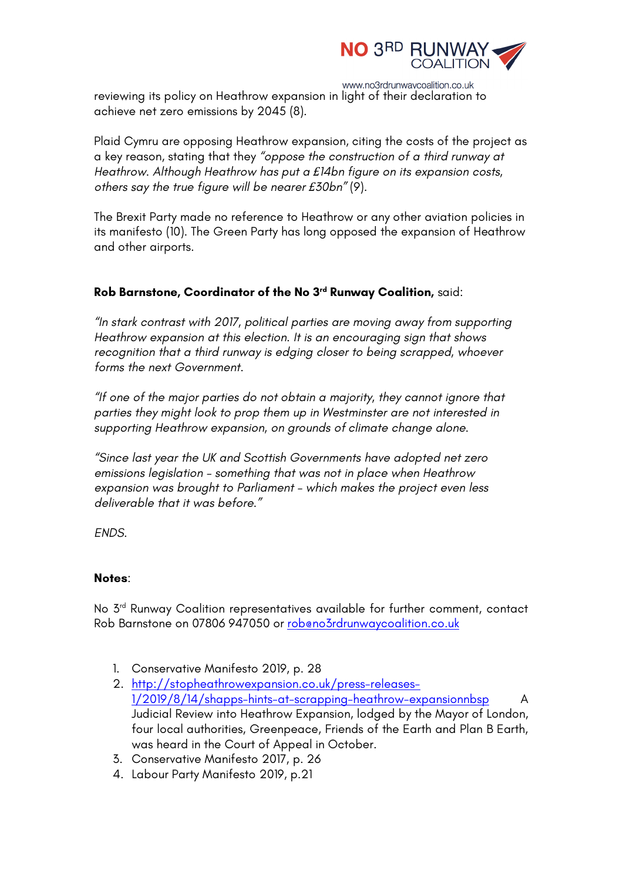reviewing its policy on Heathrow expansion in light of their declaration to achieve net zero emissions by 2045 (8).

Plaid Cymru are opposing Heathrow expansion, citing the costs of the project as a key reason, stating that they *"oppose the construction of a third runway at Heathrow. Although Heathrow has put a £14bn figure on its expansion costs, others say the true figure will be nearer £30bn"* (9).

The Brexit Party made no reference to Heathrow or any other aviation policies in its manifesto (10). The Green Party has long opposed the expansion of Heathrow and other airports.

**Rob Barnstone, Coordinator of the No 3rd Runway Coalition,** said:

*"In stark contrast with 2017, political parties are moving away from supporting Heathrow expansion at this election. It is an encouraging sign that shows recognition that a third runway is edging closer to being scrapped, whoever forms the next Government.*

*"If one of the major parties do not obtain a majority, they cannot ignore that parties they might look to prop them up in Westminster are not interested in supporting Heathrow expansion, on grounds of climate change alone.*

*"Since last year the UK and Scottish Governments have adopted net zero emissions legislation – something that was not in place when Heathrow expansion was brought to Parliament – which makes the project even less deliverable that it was before."*

*ENDS.*

**Notes**:

No 3rd Runway Coalition representatives available for further comment, contact Rob Barnstone on 07806 947050 or rob@no3rdrunwaycoalition.co.uk

1. Conservative Manifesto 2019, p. 28
2. http://stopheathrowexpansion.co.uk/press-releases-1/2019/8/14/shapps-hints-at-scrapping-heathrow-expansionnbsp A Judicial Review into Heathrow Expansion, lodged by the Mayor of London, four local authorities, Greenpeace, Friends of the Earth and Plan B Earth, was heard in the Court of Appeal in October.
3. Conservative Manifesto 2017, p. 26
4. Labour Party Manifesto 2019, p.21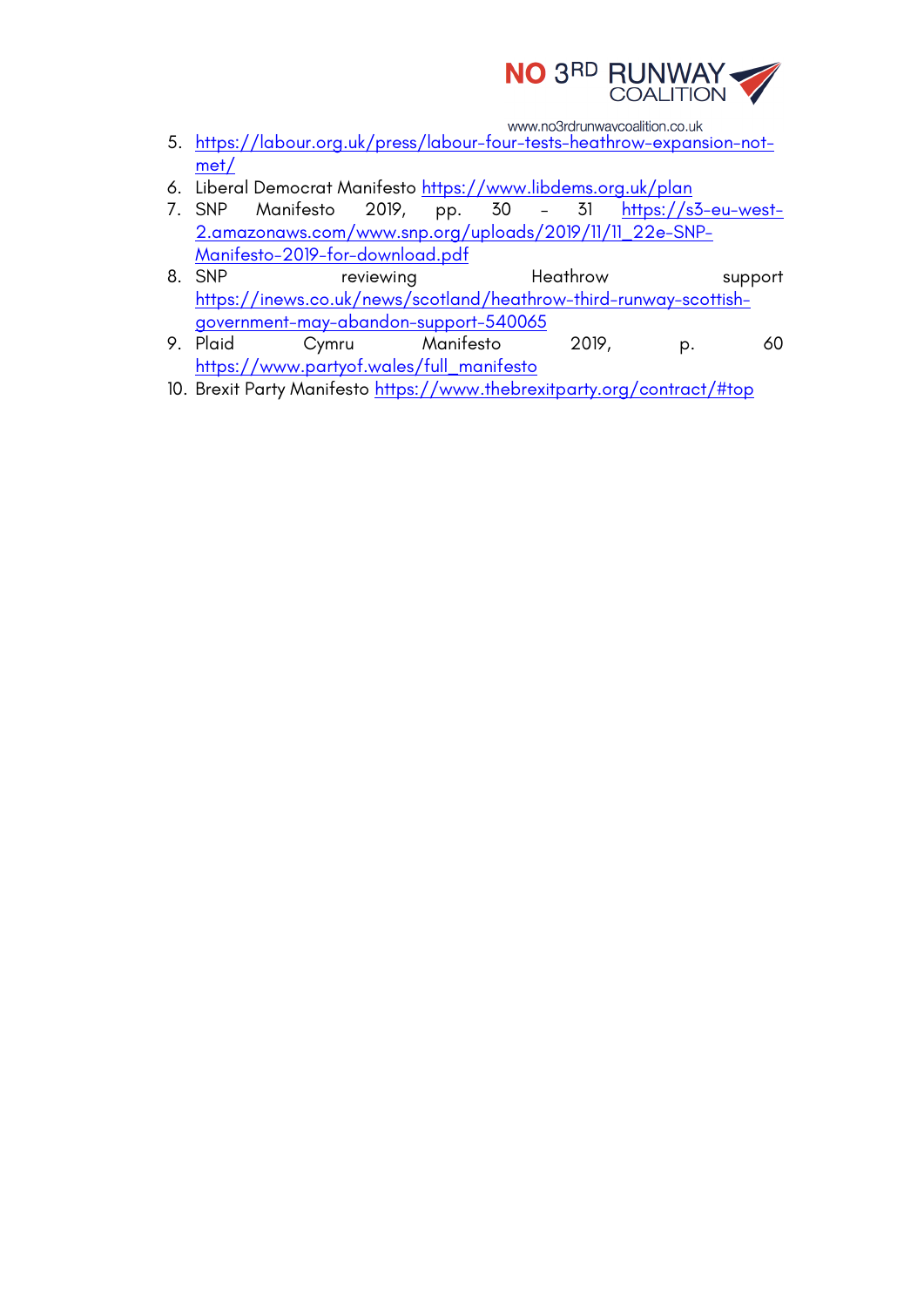5. https://labour.org.uk/press/labour-four-tests-heathrow-expansion-not-met/
6. Liberal Democrat Manifesto https://www.libdems.org.uk/plan
7. SNP Manifesto 2019, pp. 30 – 31 https://s3-eu-west-2.amazonaws.com/www.snp.org/uploads/2019/11/11_22e-SNP-Manifesto-2019-for-download.pdf
8. SNP reviewing Heathrow support https://inews.co.uk/news/scotland/heathrow-third-runway-scottish-government-may-abandon-support-540065
9. Plaid Cymru Manifesto 2019, p. 60 https://www.partyof.wales/full_manifesto
10. Brexit Party Manifesto https://www.thebrexitparty.org/contract/#top